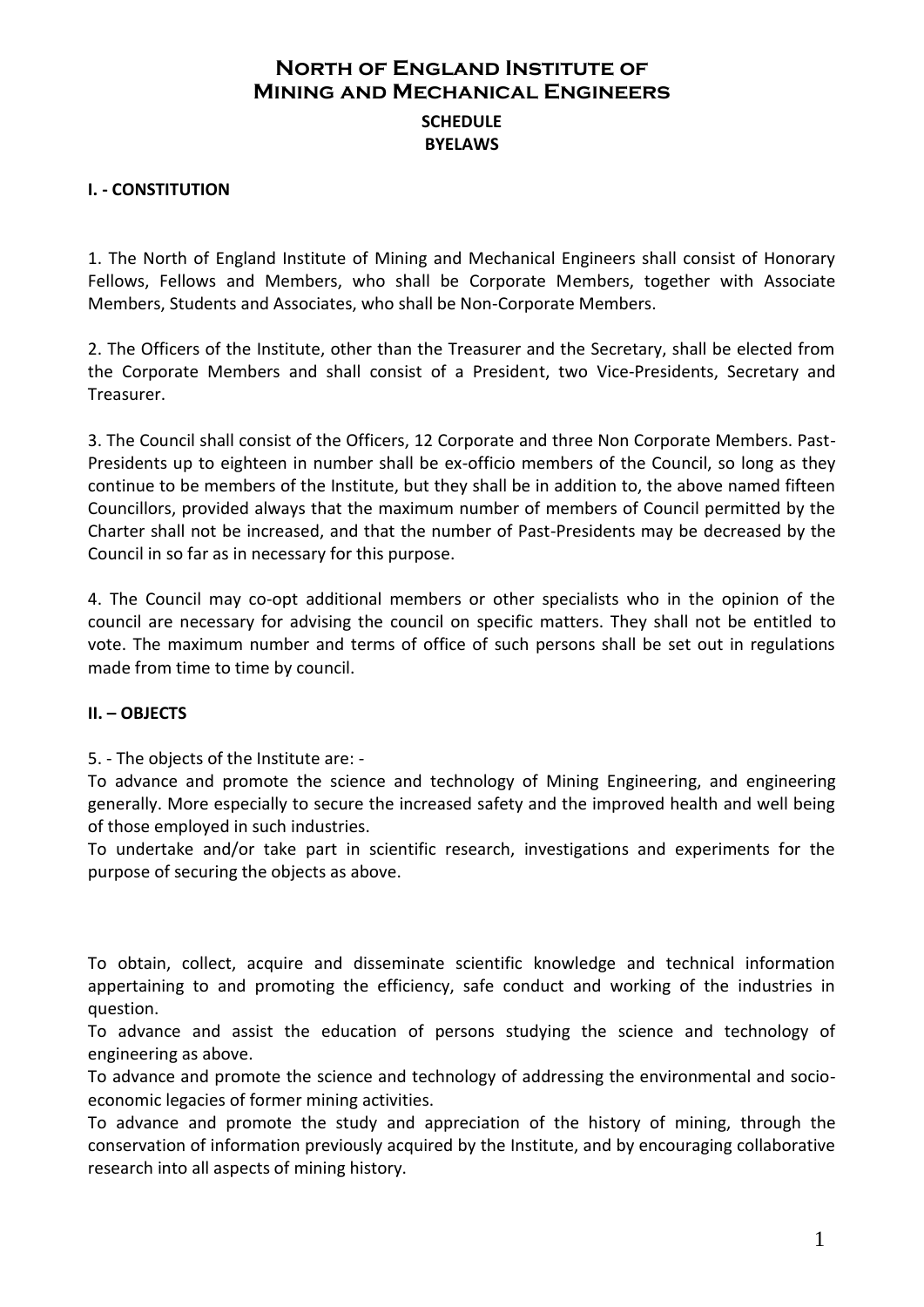# North of England Institute of Mining and Mechanical Engineers

**SCHEDULE**

**BYELAWS**

## I. - CONSTITUTION

1. The North of England Institute of Mining and Mechanical Engineers shall consist of Honorary Fellows, Fellows and Members, who shall be Corporate Members, together with Associate Members, Students and Associates, who shall be Non-Corporate Members.

2. The Officers of the Institute, other than the Treasurer and the Secretary, shall be elected from the Corporate Members and shall consist of a President, two Vice-Presidents, Secretary and Treasurer.

3. The Council shall consist of the Officers, 12 Corporate and three Non Corporate Members. Past-Presidents up to eighteen in number shall be ex-officio members of the Council, so long as they continue to be members of the Institute, but they shall be in addition to, the above named fifteen Councillors, provided always that the maximum number of members of Council permitted by the Charter shall not be increased, and that the number of Past-Presidents may be decreased by the Council in so far as in necessary for this purpose.

4. The Council may co-opt additional members or other specialists who in the opinion of the council are necessary for advising the council on specific matters. They shall not be entitled to vote. The maximum number and terms of office of such persons shall be set out in regulations made from time to time by council.

## II. – OBJECTS

5. - The objects of the Institute are: -

To advance and promote the science and technology of Mining Engineering, and engineering generally. More especially to secure the increased safety and the improved health and well being of those employed in such industries.

To undertake and/or take part in scientific research, investigations and experiments for the purpose of securing the objects as above.

To obtain, collect, acquire and disseminate scientific knowledge and technical information appertaining to and promoting the efficiency, safe conduct and working of the industries in question.

To advance and assist the education of persons studying the science and technology of engineering as above.

To advance and promote the science and technology of addressing the environmental and socio-economic legacies of former mining activities.

To advance and promote the study and appreciation of the history of mining, through the conservation of information previously acquired by the Institute, and by encouraging collaborative research into all aspects of mining history.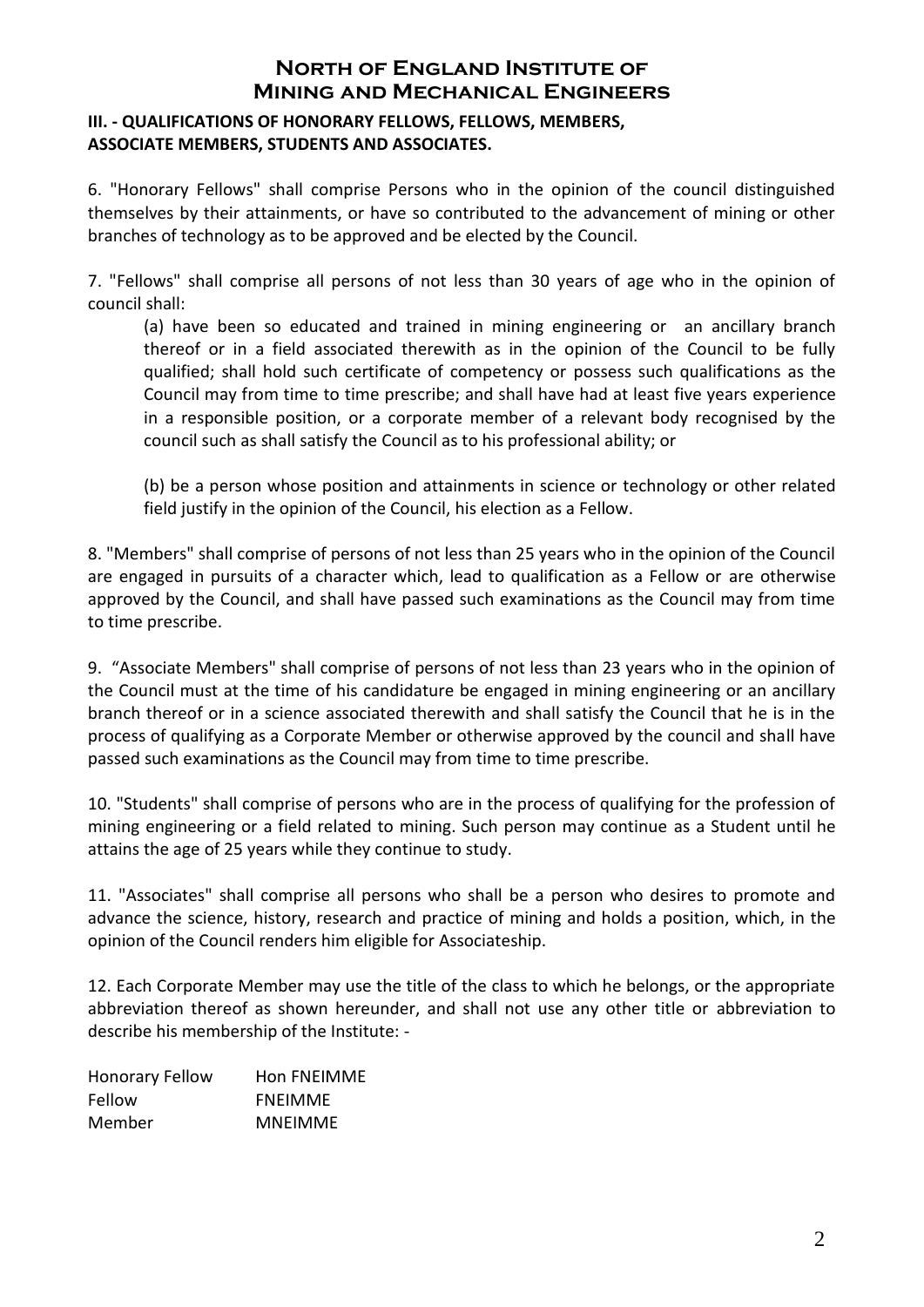# North of England Institute of Mining and Mechanical Engineers

**III. - QUALIFICATIONS OF HONORARY FELLOWS, FELLOWS, MEMBERS, ASSOCIATE MEMBERS, STUDENTS AND ASSOCIATES.**

6. "Honorary Fellows" shall comprise Persons who in the opinion of the council distinguished themselves by their attainments, or have so contributed to the advancement of mining or other branches of technology as to be approved and be elected by the Council.

7. "Fellows" shall comprise all persons of not less than 30 years of age who in the opinion of council shall:

(a) have been so educated and trained in mining engineering or an ancillary branch thereof or in a field associated therewith as in the opinion of the Council to be fully qualified; shall hold such certificate of competency or possess such qualifications as the Council may from time to time prescribe; and shall have had at least five years experience in a responsible position, or a corporate member of a relevant body recognised by the council such as shall satisfy the Council as to his professional ability; or

(b) be a person whose position and attainments in science or technology or other related field justify in the opinion of the Council, his election as a Fellow.

8. "Members" shall comprise of persons of not less than 25 years who in the opinion of the Council are engaged in pursuits of a character which, lead to qualification as a Fellow or are otherwise approved by the Council, and shall have passed such examinations as the Council may from time to time prescribe.

9. "Associate Members" shall comprise of persons of not less than 23 years who in the opinion of the Council must at the time of his candidature be engaged in mining engineering or an ancillary branch thereof or in a science associated therewith and shall satisfy the Council that he is in the process of qualifying as a Corporate Member or otherwise approved by the council and shall have passed such examinations as the Council may from time to time prescribe.

10. "Students" shall comprise of persons who are in the process of qualifying for the profession of mining engineering or a field related to mining. Such person may continue as a Student until he attains the age of 25 years while they continue to study.

11. "Associates" shall comprise all persons who shall be a person who desires to promote and advance the science, history, research and practice of mining and holds a position, which, in the opinion of the Council renders him eligible for Associateship.

12. Each Corporate Member may use the title of the class to which he belongs, or the appropriate abbreviation thereof as shown hereunder, and shall not use any other title or abbreviation to describe his membership of the Institute: -

| | |
|---|---|
| Honorary Fellow | Hon FNEIMME |
| Fellow | FNEIMME |
| Member | MNEIMME |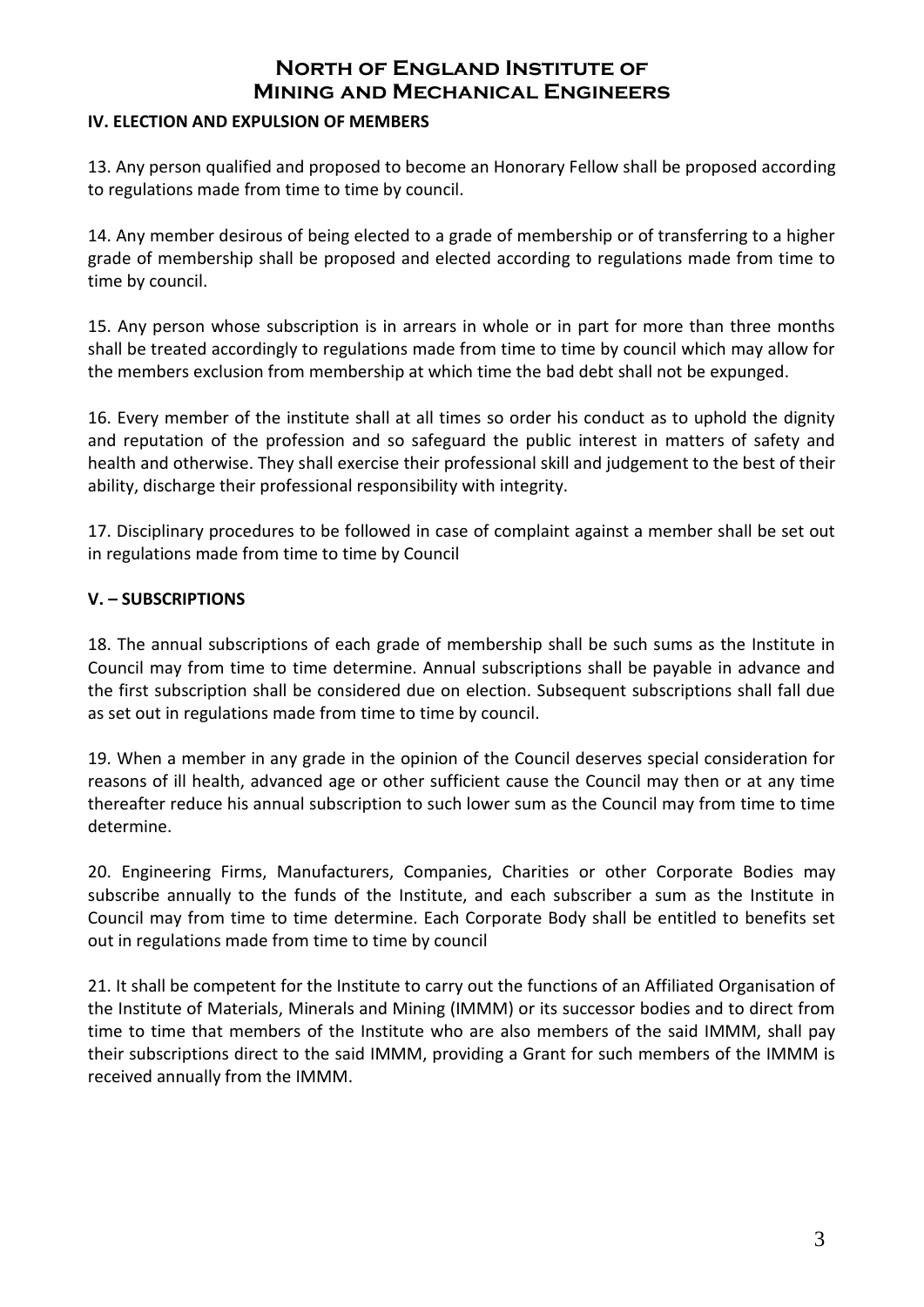## IV. ELECTION AND EXPULSION OF MEMBERS

13. Any person qualified and proposed to become an Honorary Fellow shall be proposed according to regulations made from time to time by council.

14. Any member desirous of being elected to a grade of membership or of transferring to a higher grade of membership shall be proposed and elected according to regulations made from time to time by council.

15. Any person whose subscription is in arrears in whole or in part for more than three months shall be treated accordingly to regulations made from time to time by council which may allow for the members exclusion from membership at which time the bad debt shall not be expunged.

16. Every member of the institute shall at all times so order his conduct as to uphold the dignity and reputation of the profession and so safeguard the public interest in matters of safety and health and otherwise. They shall exercise their professional skill and judgement to the best of their ability, discharge their professional responsibility with integrity.

17. Disciplinary procedures to be followed in case of complaint against a member shall be set out in regulations made from time to time by Council

## V. – SUBSCRIPTIONS

18. The annual subscriptions of each grade of membership shall be such sums as the Institute in Council may from time to time determine. Annual subscriptions shall be payable in advance and the first subscription shall be considered due on election. Subsequent subscriptions shall fall due as set out in regulations made from time to time by council.

19. When a member in any grade in the opinion of the Council deserves special consideration for reasons of ill health, advanced age or other sufficient cause the Council may then or at any time thereafter reduce his annual subscription to such lower sum as the Council may from time to time determine.

20. Engineering Firms, Manufacturers, Companies, Charities or other Corporate Bodies may subscribe annually to the funds of the Institute, and each subscriber a sum as the Institute in Council may from time to time determine. Each Corporate Body shall be entitled to benefits set out in regulations made from time to time by council

21. It shall be competent for the Institute to carry out the functions of an Affiliated Organisation of the Institute of Materials, Minerals and Mining (IMMM) or its successor bodies and to direct from time to time that members of the Institute who are also members of the said IMMM, shall pay their subscriptions direct to the said IMMM, providing a Grant for such members of the IMMM is received annually from the IMMM.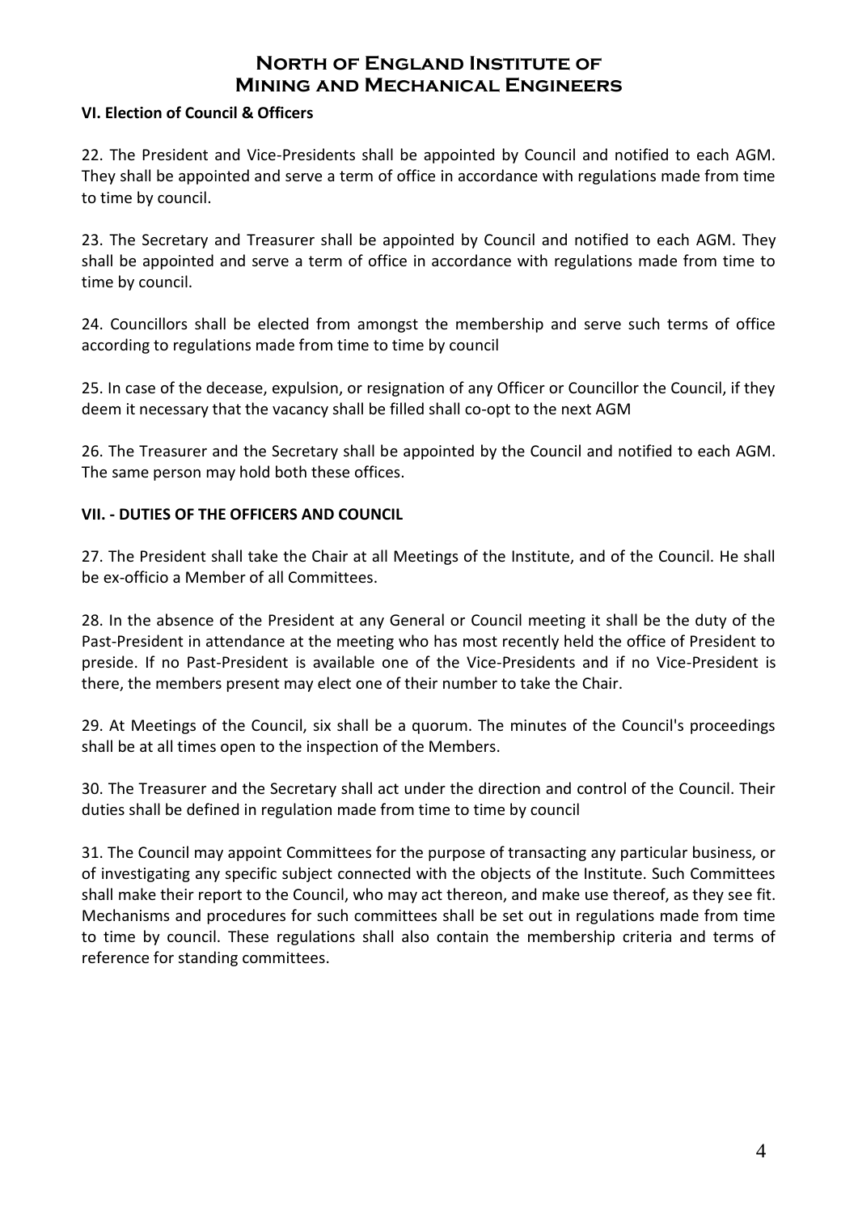### VI. Election of Council & Officers

22. The President and Vice-Presidents shall be appointed by Council and notified to each AGM. They shall be appointed and serve a term of office in accordance with regulations made from time to time by council.

23. The Secretary and Treasurer shall be appointed by Council and notified to each AGM. They shall be appointed and serve a term of office in accordance with regulations made from time to time by council.

24. Councillors shall be elected from amongst the membership and serve such terms of office according to regulations made from time to time by council

25. In case of the decease, expulsion, or resignation of any Officer or Councillor the Council, if they deem it necessary that the vacancy shall be filled shall co-opt to the next AGM

26. The Treasurer and the Secretary shall be appointed by the Council and notified to each AGM. The same person may hold both these offices.

### VII. - DUTIES OF THE OFFICERS AND COUNCIL

27. The President shall take the Chair at all Meetings of the Institute, and of the Council. He shall be ex-officio a Member of all Committees.

28. In the absence of the President at any General or Council meeting it shall be the duty of the Past-President in attendance at the meeting who has most recently held the office of President to preside. If no Past-President is available one of the Vice-Presidents and if no Vice-President is there, the members present may elect one of their number to take the Chair.

29. At Meetings of the Council, six shall be a quorum. The minutes of the Council's proceedings shall be at all times open to the inspection of the Members.

30. The Treasurer and the Secretary shall act under the direction and control of the Council. Their duties shall be defined in regulation made from time to time by council

31. The Council may appoint Committees for the purpose of transacting any particular business, or of investigating any specific subject connected with the objects of the Institute. Such Committees shall make their report to the Council, who may act thereon, and make use thereof, as they see fit. Mechanisms and procedures for such committees shall be set out in regulations made from time to time by council. These regulations shall also contain the membership criteria and terms of reference for standing committees.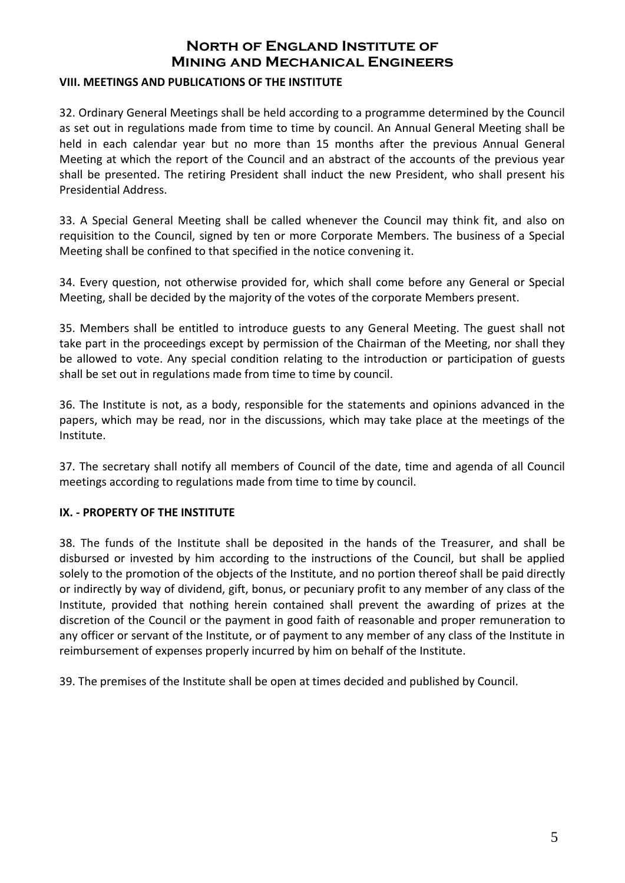## VIII. MEETINGS AND PUBLICATIONS OF THE INSTITUTE

32. Ordinary General Meetings shall be held according to a programme determined by the Council as set out in regulations made from time to time by council. An Annual General Meeting shall be held in each calendar year but no more than 15 months after the previous Annual General Meeting at which the report of the Council and an abstract of the accounts of the previous year shall be presented. The retiring President shall induct the new President, who shall present his Presidential Address.

33. A Special General Meeting shall be called whenever the Council may think fit, and also on requisition to the Council, signed by ten or more Corporate Members. The business of a Special Meeting shall be confined to that specified in the notice convening it.

34. Every question, not otherwise provided for, which shall come before any General or Special Meeting, shall be decided by the majority of the votes of the corporate Members present.

35. Members shall be entitled to introduce guests to any General Meeting. The guest shall not take part in the proceedings except by permission of the Chairman of the Meeting, nor shall they be allowed to vote. Any special condition relating to the introduction or participation of guests shall be set out in regulations made from time to time by council.

36. The Institute is not, as a body, responsible for the statements and opinions advanced in the papers, which may be read, nor in the discussions, which may take place at the meetings of the Institute.

37. The secretary shall notify all members of Council of the date, time and agenda of all Council meetings according to regulations made from time to time by council.

## IX. - PROPERTY OF THE INSTITUTE

38. The funds of the Institute shall be deposited in the hands of the Treasurer, and shall be disbursed or invested by him according to the instructions of the Council, but shall be applied solely to the promotion of the objects of the Institute, and no portion thereof shall be paid directly or indirectly by way of dividend, gift, bonus, or pecuniary profit to any member of any class of the Institute, provided that nothing herein contained shall prevent the awarding of prizes at the discretion of the Council or the payment in good faith of reasonable and proper remuneration to any officer or servant of the Institute, or of payment to any member of any class of the Institute in reimbursement of expenses properly incurred by him on behalf of the Institute.

39. The premises of the Institute shall be open at times decided and published by Council.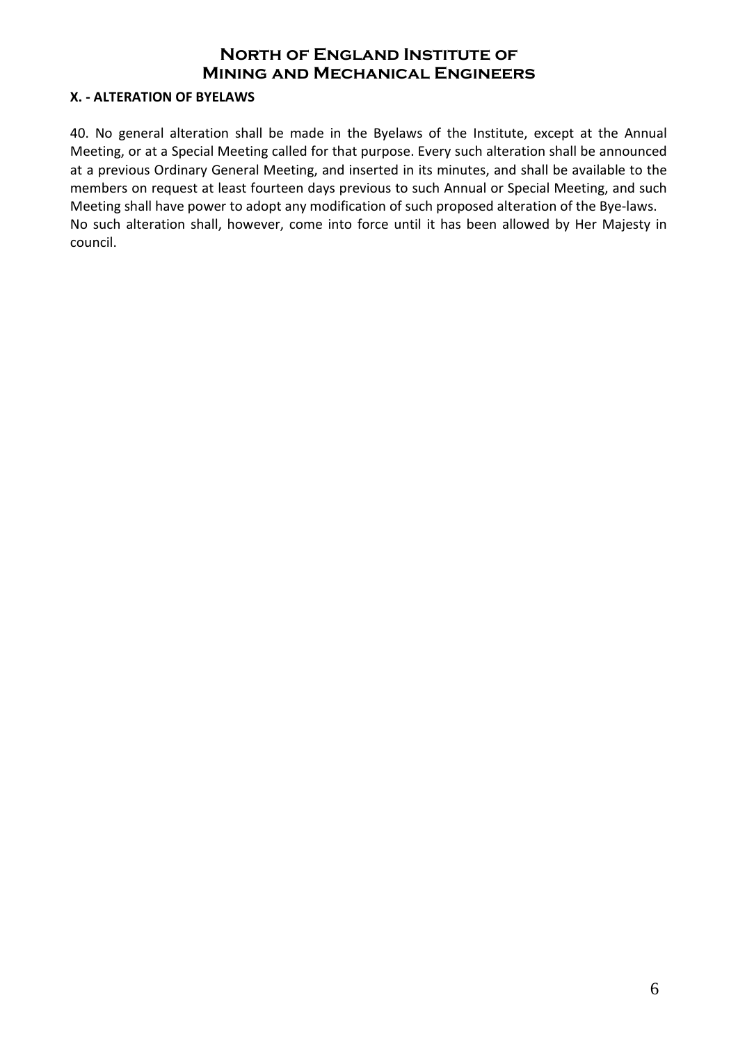## X. - ALTERATION OF BYELAWS

40. No general alteration shall be made in the Byelaws of the Institute, except at the Annual Meeting, or at a Special Meeting called for that purpose. Every such alteration shall be announced at a previous Ordinary General Meeting, and inserted in its minutes, and shall be available to the members on request at least fourteen days previous to such Annual or Special Meeting, and such Meeting shall have power to adopt any modification of such proposed alteration of the Bye-laws.
No such alteration shall, however, come into force until it has been allowed by Her Majesty in council.